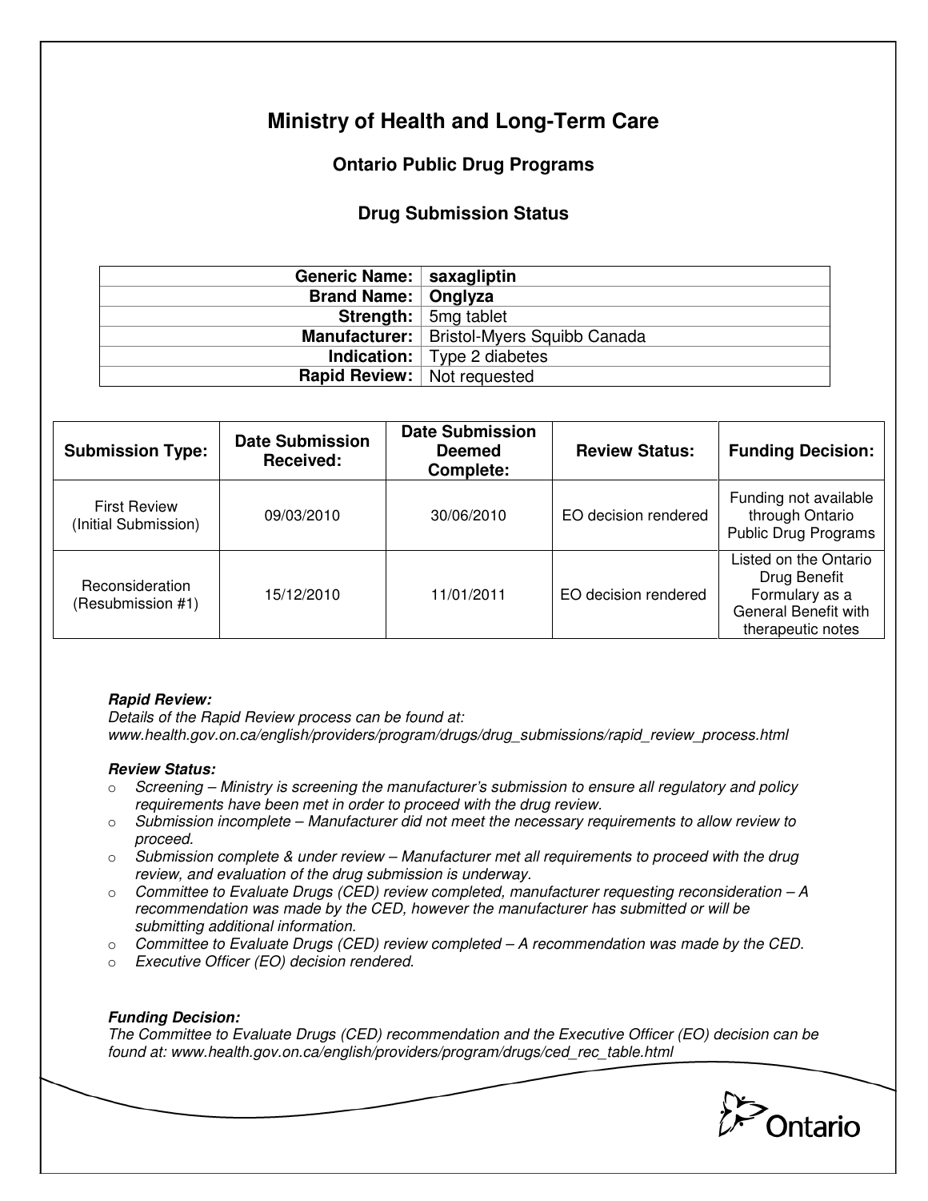# Ministry of Health and Long-Term Care

## Ontario Public Drug Programs

### Drug Submission Status

| | |
|---|---|
| **Generic Name:** | **saxagliptin** |
| **Brand Name:** | **Onglyza** |
| **Strength:** | 5mg tablet |
| **Manufacturer:** | Bristol-Myers Squibb Canada |
| **Indication:** | Type 2 diabetes |
| **Rapid Review:** | Not requested |

| Submission Type: | Date Submission Received: | Date Submission Deemed Complete: | Review Status: | Funding Decision: |
|---|---|---|---|---|
| First Review (Initial Submission) | 09/03/2010 | 30/06/2010 | EO decision rendered | Funding not available through Ontario Public Drug Programs |
| Reconsideration (Resubmission #1) | 15/12/2010 | 11/01/2011 | EO decision rendered | Listed on the Ontario Drug Benefit Formulary as a General Benefit with therapeutic notes |

***Rapid Review:***
*Details of the Rapid Review process can be found at:*
*www.health.gov.on.ca/english/providers/program/drugs/drug_submissions/rapid_review_process.html*

***Review Status:***

- *Screening – Ministry is screening the manufacturer's submission to ensure all regulatory and policy requirements have been met in order to proceed with the drug review.*
- *Submission incomplete – Manufacturer did not meet the necessary requirements to allow review to proceed.*
- *Submission complete & under review – Manufacturer met all requirements to proceed with the drug review, and evaluation of the drug submission is underway.*
- *Committee to Evaluate Drugs (CED) review completed, manufacturer requesting reconsideration – A recommendation was made by the CED, however the manufacturer has submitted or will be submitting additional information.*
- *Committee to Evaluate Drugs (CED) review completed – A recommendation was made by the CED.*
- *Executive Officer (EO) decision rendered.*

***Funding Decision:***
*The Committee to Evaluate Drugs (CED) recommendation and the Executive Officer (EO) decision can be found at: www.health.gov.on.ca/english/providers/program/drugs/ced_rec_table.html*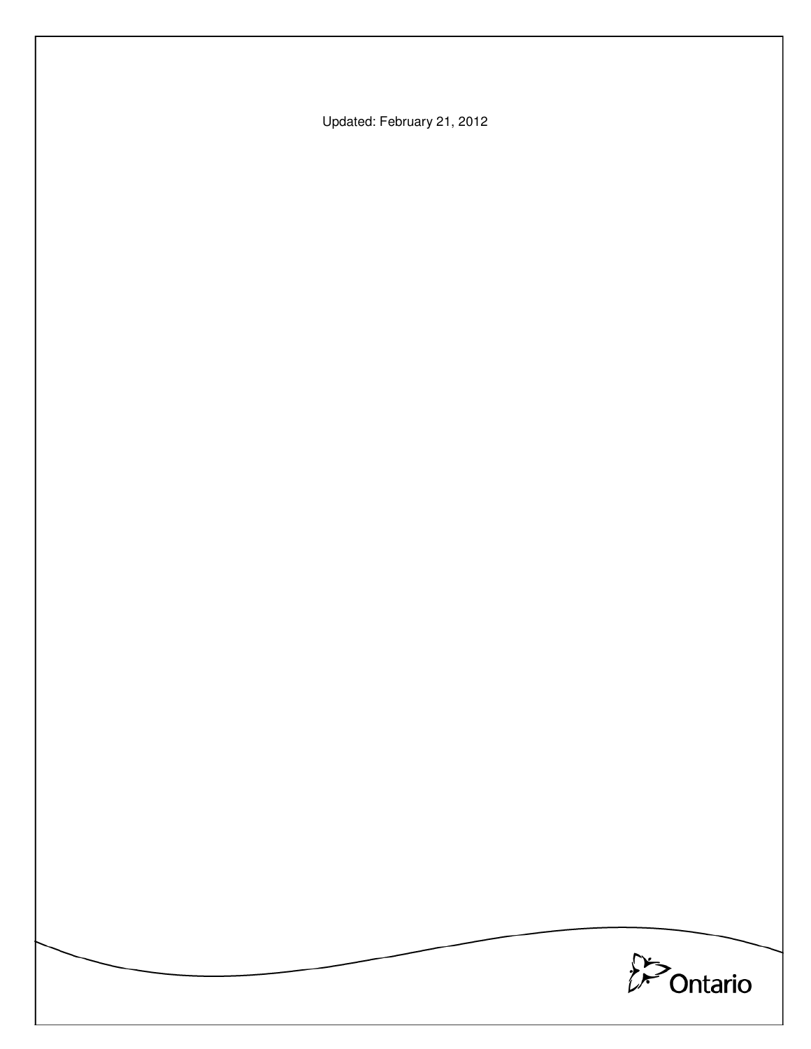Updated: February 21, 2012

Ontario